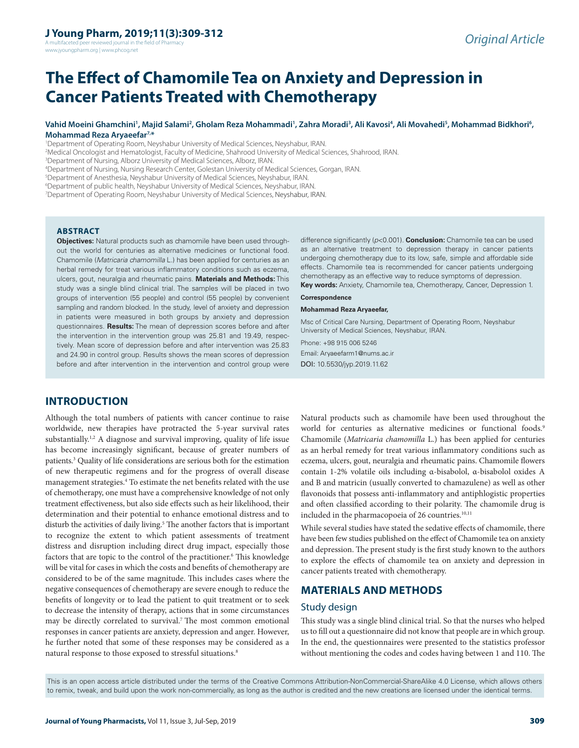# The Effect of Chamomile Tea on Anxiety and Depression in Cancer Patients Treated with Chemotherapy

**Vahid Moeini Ghamchini[1], Majid Salami[2], Gholam Reza Mohammadi[1], Zahra Moradi[3], Ali Kavosi[4], Ali Movahedi[5], Mohammad Bidkhori[6], Mohammad Reza Aryaeefar[7,*]**

[1]Department of Operating Room, Neyshabur University of Medical Sciences, Neyshabur, IRAN.
[2]Medical Oncologist and Hematologist, Faculty of Medicine, Shahrood University of Medical Sciences, Shahrood, IRAN.
[3]Department of Nursing, Alborz University of Medical Sciences, Alborz, IRAN.
[4]Department of Nursing, Nursing Research Center, Golestan University of Medical Sciences, Gorgan, IRAN.
[5]Department of Anesthesia, Neyshabur University of Medical Sciences, Neyshabur, IRAN.
[6]Department of public health, Neyshabur University of Medical Sciences, Neyshabur, IRAN.
[7]Department of Operating Room, Neyshabur University of Medical Sciences, Neyshabur, IRAN.

## ABSTRACT

**Objectives:** Natural products such as chamomile have been used throughout the world for centuries as alternative medicines or functional food. Chamomile (*Matricaria chamomilla* L.) has been applied for centuries as an herbal remedy for treat various inflammatory conditions such as eczema, ulcers, gout, neuralgia and rheumatic pains. **Materials and Methods:** This study was a single blind clinical trial. The samples will be placed in two groups of intervention (55 people) and control (55 people) by convenient sampling and random blocked. In the study, level of anxiety and depression in patients were measured in both groups by anxiety and depression questionnaires. **Results:** The mean of depression scores before and after the intervention in the intervention group was 25.81 and 19.49, respectively. Mean score of depression before and after intervention was 25.83 and 24.90 in control group. Results shows the mean scores of depression before and after intervention in the intervention and control group were difference significantly ($p<0.001$). **Conclusion:** Chamomile tea can be used as an alternative treatment to depression therapy in cancer patients undergoing chemotherapy due to its low, safe, simple and affordable side effects. Chamomile tea is recommended for cancer patients undergoing chemotherapy as an effective way to reduce symptoms of depression.

**Key words:** Anxiety, Chamomile tea, Chemotherapy, Cancer, Depression 1.

**Correspondence**

**Mohammad Reza Aryaeefar,**

Msc of Critical Care Nursing, Department of Operating Room, Neyshabur University of Medical Sciences, Neyshabur, IRAN.

Phone: +98 915 006 5246

Email: Aryaeefarm1@nums.ac.ir

DOI: 10.5530/jyp.2019.11.62

## INTRODUCTION

Although the total numbers of patients with cancer continue to raise worldwide, new therapies have protracted the 5-year survival rates substantially.[1,2] A diagnose and survival improving, quality of life issue has become increasingly significant, because of greater numbers of patients.[3] Quality of life considerations are serious both for the estimation of new therapeutic regimens and for the progress of overall disease management strategies.[4] To estimate the net benefits related with the use of chemotherapy, one must have a comprehensive knowledge of not only treatment effectiveness, but also side effects such as heir likelihood, their determination and their potential to enhance emotional distress and to disturb the activities of daily living.[5] The another factors that is important to recognize the extent to which patient assessments of treatment distress and disruption including direct drug impact, especially those factors that are topic to the control of the practitioner.[6] This knowledge will be vital for cases in which the costs and benefits of chemotherapy are considered to be of the same magnitude. This includes cases where the negative consequences of chemotherapy are severe enough to reduce the benefits of longevity or to lead the patient to quit treatment or to seek to decrease the intensity of therapy, actions that in some circumstances may be directly correlated to survival.[7] The most common emotional responses in cancer patients are anxiety, depression and anger. However, he further noted that some of these responses may be considered as a natural response to those exposed to stressful situations.[8]

Natural products such as chamomile have been used throughout the world for centuries as alternative medicines or functional foods.[9] Chamomile (*Matricaria chamomilla* L.) has been applied for centuries as an herbal remedy for treat various inflammatory conditions such as eczema, ulcers, gout, neuralgia and rheumatic pains. Chamomile flowers contain 1-2% volatile oils including α-bisabolol, α-bisabolol oxides A and B and matricin (usually converted to chamazulene) as well as other flavonoids that possess anti-inflammatory and antiphlogistic properties and often classified according to their polarity. The chamomile drug is included in the pharmacopoeia of 26 countries.[10,11]

While several studies have stated the sedative effects of chamomile, there have been few studies published on the effect of Chamomile tea on anxiety and depression. The present study is the first study known to the authors to explore the effects of chamomile tea on anxiety and depression in cancer patients treated with chemotherapy.

## MATERIALS AND METHODS

### Study design

This study was a single blind clinical trial. So that the nurses who helped us to fill out a questionnaire did not know that people are in which group. In the end, the questionnaires were presented to the statistics professor without mentioning the codes and codes having between 1 and 110. The

This is an open access article distributed under the terms of the Creative Commons Attribution-NonCommercial-ShareAlike 4.0 License, which allows others to remix, tweak, and build upon the work non-commercially, as long as the author is credited and the new creations are licensed under the identical terms.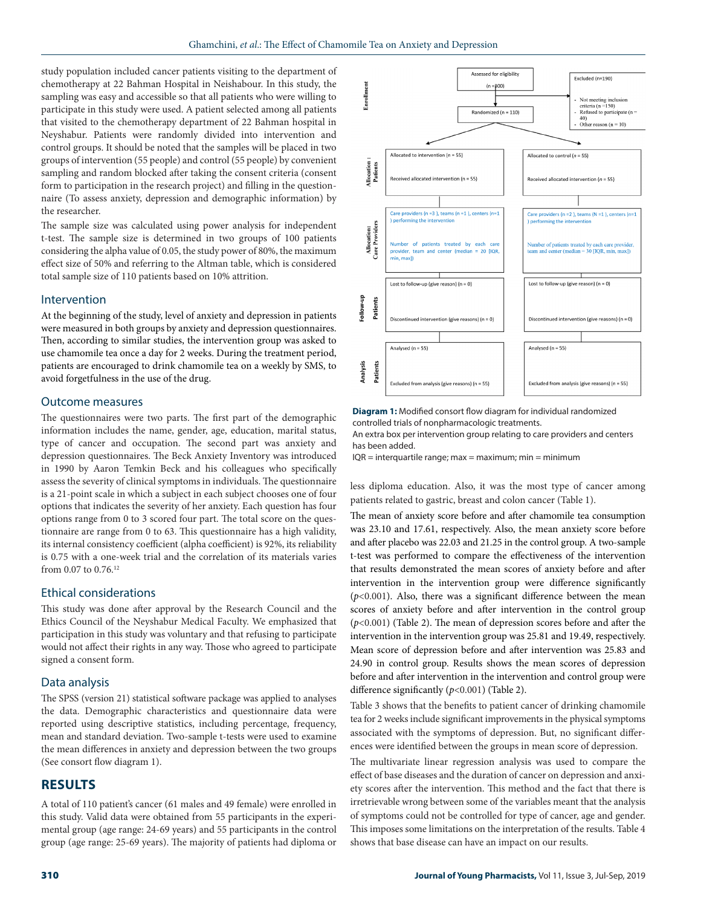study population included cancer patients visiting to the department of chemotherapy at 22 Bahman Hospital in Neishabour. In this study, the sampling was easy and accessible so that all patients who were willing to participate in this study were used. A patient selected among all patients that visited to the chemotherapy department of 22 Bahman hospital in Neyshabur. Patients were randomly divided into intervention and control groups. It should be noted that the samples will be placed in two groups of intervention (55 people) and control (55 people) by convenient sampling and random blocked after taking the consent criteria (consent form to participation in the research project) and filling in the questionnaire (To assess anxiety, depression and demographic information) by the researcher.

The sample size was calculated using power analysis for independent t-test. The sample size is determined in two groups of 100 patients considering the alpha value of 0.05, the study power of 80%, the maximum effect size of 50% and referring to the Altman table, which is considered total sample size of 110 patients based on 10% attrition.

## Intervention

At the beginning of the study, level of anxiety and depression in patients were measured in both groups by anxiety and depression questionnaires. Then, according to similar studies, the intervention group was asked to use chamomile tea once a day for 2 weeks. During the treatment period, patients are encouraged to drink chamomile tea on a weekly by SMS, to avoid forgetfulness in the use of the drug.

## Outcome measures

The questionnaires were two parts. The first part of the demographic information includes the name, gender, age, education, marital status, type of cancer and occupation. The second part was anxiety and depression questionnaires. The Beck Anxiety Inventory was introduced in 1990 by Aaron Temkin Beck and his colleagues who specifically assess the severity of clinical symptoms in individuals. The questionnaire is a 21-point scale in which a subject in each subject chooses one of four options that indicates the severity of her anxiety. Each question has four options range from 0 to 3 scored four part. The total score on the questionnaire are range from 0 to 63. This questionnaire has a high validity, its internal consistency coefficient (alpha coefficient) is 92%, its reliability is 0.75 with a one-week trial and the correlation of its materials varies from 0.07 to 0.76.[12]

## Ethical considerations

This study was done after approval by the Research Council and the Ethics Council of the Neyshabur Medical Faculty. We emphasized that participation in this study was voluntary and that refusing to participate would not affect their rights in any way. Those who agreed to participate signed a consent form.

## Data analysis

The SPSS (version 21) statistical software package was applied to analyses the data. Demographic characteristics and questionnaire data were reported using descriptive statistics, including percentage, frequency, mean and standard deviation. Two-sample t-tests were used to examine the mean differences in anxiety and depression between the two groups (See consort flow diagram 1).

# RESULTS

A total of 110 patient's cancer (61 males and 49 female) were enrolled in this study. Valid data were obtained from 55 participants in the experimental group (age range: 24-69 years) and 55 participants in the control group (age range: 25-69 years). The majority of patients had diploma or less diploma education. Also, it was the most type of cancer among patients related to gastric, breast and colon cancer (Table 1).

**Enrollment**

Assessed for eligibility (n = 300)

Excluded (n=190)
- Not meeting inclusion criteria (n =150)
- Refused to participate (n = 40)
- Other reason (n = 10)

Randomized (n = 110)

| | Intervention | Control |
|---|---|---|
| **Allocation: Patients** | Allocated to intervention (n = 55)<br>Received allocated intervention (n = 55) | Allocated to control (n = 55)<br>Received allocated intervention (n = 55) |
| **Allocation: Care Providers** | Care providers (n =3 ), teams (n =1 ), centers (n=1 ) performing the intervention<br>Number of patients treated by each care provider, team and center (median = 20 [IQR, min, max]) | Care providers (n =2 ), teams (N =1 ), centers (n=1 ) performing the intervention<br>Number of patients treated by each care provider, team and center (median = 30 [IQR, min, max]) |
| **Follow-up Patients** | Lost to follow-up (give reason) (n = 0)<br>Discontinued intervention (give reasons) (n = 0) | Lost to follow-up (give reason) (n = 0)<br>Discontinued intervention (give reasons) (n = 0) |
| **Analysis Patients** | Analysed (n = 55)<br>Excluded from analysis (give reasons) (n = 55) | Analysed (n = 55)<br>Excluded from analysis (give reasons) (n = 55) |

**Diagram 1:** Modified consort flow diagram for individual randomized controlled trials of nonpharmacologic treatments.
An extra box per intervention group relating to care providers and centers has been added.
IQR = interquartile range; max = maximum; min = minimum

The mean of anxiety score before and after chamomile tea consumption was 23.10 and 17.61, respectively. Also, the mean anxiety score before and after placebo was 22.03 and 21.25 in the control group. A two-sample t-test was performed to compare the effectiveness of the intervention that results demonstrated the mean scores of anxiety before and after intervention in the intervention group were difference significantly ($p<0.001$). Also, there was a significant difference between the mean scores of anxiety before and after intervention in the control group ($p<0.001$) (Table 2). The mean of depression scores before and after the intervention in the intervention group was 25.81 and 19.49, respectively. Mean score of depression before and after intervention was 25.83 and 24.90 in control group. Results shows the mean scores of depression before and after intervention in the intervention and control group were difference significantly ($p<0.001$) (Table 2).

Table 3 shows that the benefits to patient cancer of drinking chamomile tea for 2 weeks include significant improvements in the physical symptoms associated with the symptoms of depression. But, no significant differences were identified between the groups in mean score of depression.

The multivariate linear regression analysis was used to compare the effect of base diseases and the duration of cancer on depression and anxiety scores after the intervention. This method and the fact that there is irretrievable wrong between some of the variables meant that the analysis of symptoms could not be controlled for type of cancer, age and gender. This imposes some limitations on the interpretation of the results. Table 4 shows that base disease can have an impact on our results.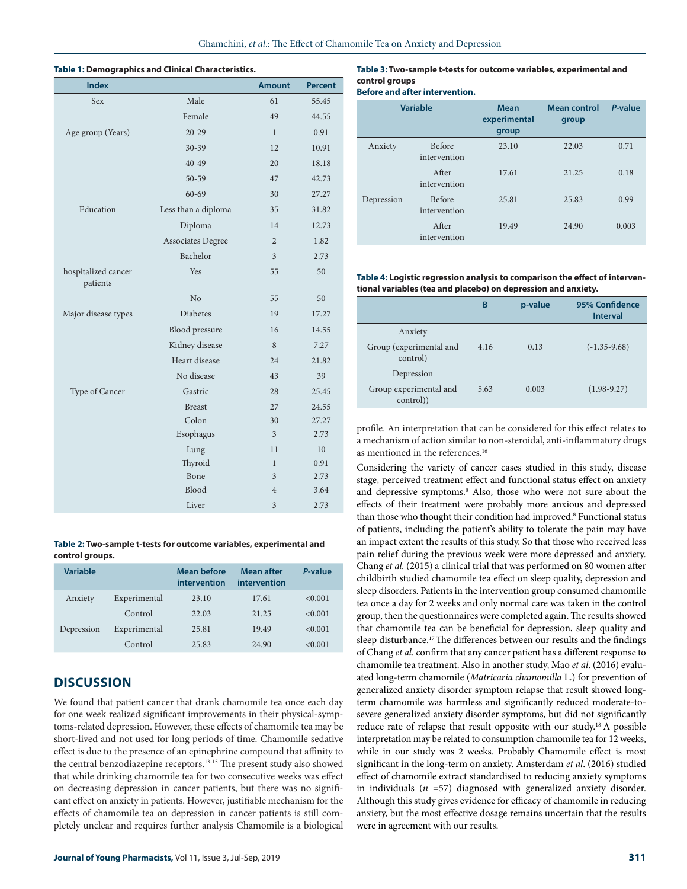**Table 1: Demographics and Clinical Characteristics.**

| Index | | Amount | Percent |
|---|---|---|---|
| Sex | Male | 61 | 55.45 |
| | Female | 49 | 44.55 |
| Age group (Years) | 20-29 | 1 | 0.91 |
| | 30-39 | 12 | 10.91 |
| | 40-49 | 20 | 18.18 |
| | 50-59 | 47 | 42.73 |
| | 60-69 | 30 | 27.27 |
| Education | Less than a diploma | 35 | 31.82 |
| | Diploma | 14 | 12.73 |
| | Associates Degree | 2 | 1.82 |
| | Bachelor | 3 | 2.73 |
| hospitalized cancer patients | Yes | 55 | 50 |
| | No | 55 | 50 |
| Major disease types | Diabetes | 19 | 17.27 |
| | Blood pressure | 16 | 14.55 |
| | Kidney disease | 8 | 7.27 |
| | Heart disease | 24 | 21.82 |
| | No disease | 43 | 39 |
| Type of Cancer | Gastric | 28 | 25.45 |
| | Breast | 27 | 24.55 |
| | Colon | 30 | 27.27 |
| | Esophagus | 3 | 2.73 |
| | Lung | 11 | 10 |
| | Thyroid | 1 | 0.91 |
| | Bone | 3 | 2.73 |
| | Blood | 4 | 3.64 |
| | Liver | 3 | 2.73 |

**Table 2: Two-sample t-tests for outcome variables, experimental and control groups.**

| Variable | | Mean before intervention | Mean after intervention | *P*-value |
|---|---|---|---|---|
| Anxiety | Experimental | 23.10 | 17.61 | <0.001 |
| | Control | 22.03 | 21.25 | <0.001 |
| Depression | Experimental | 25.81 | 19.49 | <0.001 |
| | Control | 25.83 | 24.90 | <0.001 |

## DISCUSSION

We found that patient cancer that drank chamomile tea once each day for one week realized significant improvements in their physical-symptoms-related depression. However, these effects of chamomile tea may be short-lived and not used for long periods of time. Chamomile sedative effect is due to the presence of an epinephrine compound that affinity to the central benzodiazepine receptors.[13-15] The present study also showed that while drinking chamomile tea for two consecutive weeks was effect on decreasing depression in cancer patients, but there was no significant effect on anxiety in patients. However, justifiable mechanism for the effects of chamomile tea on depression in cancer patients is still completely unclear and requires further analysis Chamomile is a biological profile. An interpretation that can be considered for this effect relates to a mechanism of action similar to non-steroidal, anti-inflammatory drugs as mentioned in the references.[16]

**Table 3: Two-sample t-tests for outcome variables, experimental and control groups**
**Before and after intervention.**

| Variable | | Mean experimental group | Mean control group | *P*-value |
|---|---|---|---|---|
| Anxiety | Before intervention | 23.10 | 22.03 | 0.71 |
| | After intervention | 17.61 | 21.25 | 0.18 |
| Depression | Before intervention | 25.81 | 25.83 | 0.99 |
| | After intervention | 19.49 | 24.90 | 0.003 |

**Table 4: Logistic regression analysis to comparison the effect of interventional variables (tea and placebo) on depression and anxiety.**

| | B | p-value | 95% Confidence Interval |
|---|---|---|---|
| Anxiety | | | |
| Group (experimental and control) | 4.16 | 0.13 | (-1.35-9.68) |
| Depression | | | |
| Group experimental and control)) | 5.63 | 0.003 | (1.98-9.27) |

Considering the variety of cancer cases studied in this study, disease stage, perceived treatment effect and functional status effect on anxiety and depressive symptoms.[8] Also, those who were not sure about the effects of their treatment were probably more anxious and depressed than those who thought their condition had improved.[8] Functional status of patients, including the patient's ability to tolerate the pain may have an impact extent the results of this study. So that those who received less pain relief during the previous week were more depressed and anxiety. Chang *et al.* (2015) a clinical trial that was performed on 80 women after childbirth studied chamomile tea effect on sleep quality, depression and sleep disorders. Patients in the intervention group consumed chamomile tea once a day for 2 weeks and only normal care was taken in the control group, then the questionnaires were completed again. The results showed that chamomile tea can be beneficial for depression, sleep quality and sleep disturbance.[17] The differences between our results and the findings of Chang *et al.* confirm that any cancer patient has a different response to chamomile tea treatment. Also in another study, Mao *et al.* (2016) evaluated long-term chamomile (*Matricaria chamomilla* L.) for prevention of generalized anxiety disorder symptom relapse that result showed long-term chamomile was harmless and significantly reduced moderate-to-severe generalized anxiety disorder symptoms, but did not significantly reduce rate of relapse that result opposite with our study.[18] A possible interpretation may be related to consumption chamomile tea for 12 weeks, while in our study was 2 weeks. Probably Chamomile effect is most significant in the long-term on anxiety. Amsterdam *et al.* (2016) studied effect of chamomile extract standardised to reducing anxiety symptoms in individuals ($n$ =57) diagnosed with generalized anxiety disorder. Although this study gives evidence for efficacy of chamomile in reducing anxiety, but the most effective dosage remains uncertain that the results were in agreement with our results.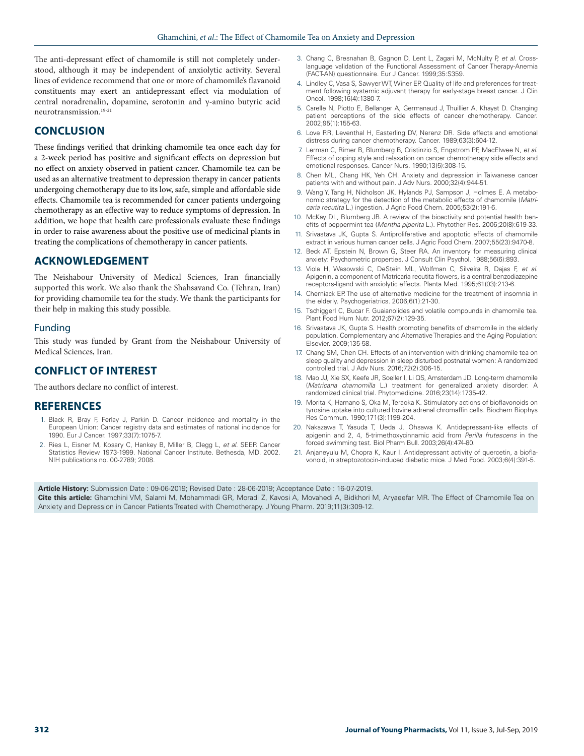The anti-depressant effect of chamomile is still not completely understood, although it may be independent of anxiolytic activity. Several lines of evidence recommend that one or more of chamomile's flavanoid constituents may exert an antidepressant effect via modulation of central noradrenalin, dopamine, serotonin and γ-amino butyric acid neurotransmission.[19-21]

## CONCLUSION

These findings verified that drinking chamomile tea once each day for a 2-week period has positive and significant effects on depression but no effect on anxiety observed in patient cancer. Chamomile tea can be used as an alternative treatment to depression therapy in cancer patients undergoing chemotherapy due to its low, safe, simple and affordable side effects. Chamomile tea is recommended for cancer patients undergoing chemotherapy as an effective way to reduce symptoms of depression. In addition, we hope that health care professionals evaluate these findings in order to raise awareness about the positive use of medicinal plants in treating the complications of chemotherapy in cancer patients.

## ACKNOWLEDGEMENT

The Neishabour University of Medical Sciences, Iran financially supported this work. We also thank the Shahsavand Co. (Tehran, Iran) for providing chamomile tea for the study. We thank the participants for their help in making this study possible.

### Funding

This study was funded by Grant from the Neishabour University of Medical Sciences, Iran.

## CONFLICT OF INTEREST

The authors declare no conflict of interest.

## REFERENCES

1. Black R, Bray F, Ferlay J, Parkin D. Cancer incidence and mortality in the European Union: Cancer registry data and estimates of national incidence for 1990. Eur J Cancer. 1997;33(7):1075-7.
2. Ries L, Eisner M, Kosary C, Hankey B, Miller B, Clegg L, *et al.* SEER Cancer Statistics Review 1973-1999. National Cancer Institute. Bethesda, MD. 2002. NIH publications no. 00-2789; 2008.
3. Chang C, Bresnahan B, Gagnon D, Lent L, Zagari M, McNulty P, *et al.* Cross-language validation of the Functional Assessment of Cancer Therapy-Anemia (FACT-AN) questionnaire. Eur J Cancer. 1999;35:S359.
4. Lindley C, Vasa S, Sawyer WT, Winer EP. Quality of life and preferences for treatment following systemic adjuvant therapy for early-stage breast cancer. J Clin Oncol. 1998;16(4):1380-7.
5. Carelle N, Piotto E, Bellanger A, Germanaud J, Thuillier A, Khayat D. Changing patient perceptions of the side effects of cancer chemotherapy. Cancer. 2002;95(1):155-63.
6. Love RR, Leventhal H, Easterling DV, Nerenz DR. Side effects and emotional distress during cancer chemotherapy. Cancer. 1989;63(3):604-12.
7. Lerman C, Rimer B, Blumberg B, Cristinzio S, Engstrom PF, MacElwee N, *et al.* Effects of coping style and relaxation on cancer chemotherapy side effects and emotional responses. Cancer Nurs. 1990;13(5):308-15.
8. Chen ML, Chang HK, Yeh CH. Anxiety and depression in Taiwanese cancer patients with and without pain. J Adv Nurs. 2000;32(4):944-51.
9. Wang Y, Tang H, Nicholson JK, Hylands PJ, Sampson J, Holmes E. A metabonomic strategy for the detection of the metabolic effects of chamomile (*Matricaria recutita* L.) ingestion. J Agric Food Chem. 2005;53(2):191-6.
10. McKay DL, Blumberg JB. A review of the bioactivity and potential health benefits of peppermint tea (*Mentha piperita* L.). Phytother Res. 2006;20(8):619-33.
11. Srivastava JK, Gupta S. Antiproliferative and apoptotic effects of chamomile extract in various human cancer cells. J Agric Food Chem. 2007;55(23):9470-8.
12. Beck AT, Epstein N, Brown G, Steer RA. An inventory for measuring clinical anxiety: Psychometric properties. J Consult Clin Psychol. 1988;56(6):893.
13. Viola H, Wasowski C, DeStein ML, Wolfman C, Silveira R, Dajas F, *et al.* Apigenin, a component of Matricaria recutita flowers, is a central benzodiazepine receptors-ligand with anxiolytic effects. Planta Med. 1995;61(03):213-6.
14. Cherniack EP. The use of alternative medicine for the treatment of insomnia in the elderly. Psychogeriatrics. 2006;6(1):21-30.
15. Tschiggerl C, Bucar F. Guaianolides and volatile compounds in chamomile tea. Plant Food Hum Nutr. 2012;67(2):129-35.
16. Srivastava JK, Gupta S. Health promoting benefits of chamomile in the elderly population. Complementary and Alternative Therapies and the Aging Population: Elsevier. 2009;135-58.
17. Chang SM, Chen CH. Effects of an intervention with drinking chamomile tea on sleep quality and depression in sleep disturbed postnatal women: A randomized controlled trial. J Adv Nurs. 2016;72(2):306-15.
18. Mao JJ, Xie SX, Keefe JR, Soeller I, Li QS, Amsterdam JD. Long-term chamomile (*Matricaria chamomilla* L.) treatment for generalized anxiety disorder: A randomized clinical trial. Phytomedicine. 2016;23(14):1735-42.
19. Morita K, Hamano S, Oka M, Teraoka K. Stimulatory actions of bioflavonoids on tyrosine uptake into cultured bovine adrenal chromaffin cells. Biochem Biophys Res Commun. 1990;171(3):1199-204.
20. Nakazawa T, Yasuda T, Ueda J, Ohsawa K. Antidepressant-like effects of apigenin and 2, 4, 5-trimethoxycinnamic acid from *Perilla frutescens* in the forced swimming test. Biol Pharm Bull. 2003;26(4):474-80.
21. Anjaneyulu M, Chopra K, Kaur I. Antidepressant activity of quercetin, a bioflavonoid, in streptozotocin-induced diabetic mice. J Med Food. 2003;6(4):391-5.

**Article History:** Submission Date : 09-06-2019; Revised Date : 28-06-2019; Acceptance Date : 16-07-2019.
**Cite this article:** Ghamchini VM, Salami M, Mohammadi GR, Moradi Z, Kavosi A, Movahedi A, Bidkhori M, Aryaeefar MR. The Effect of Chamomile Tea on Anxiety and Depression in Cancer Patients Treated with Chemotherapy. J Young Pharm. 2019;11(3):309-12.